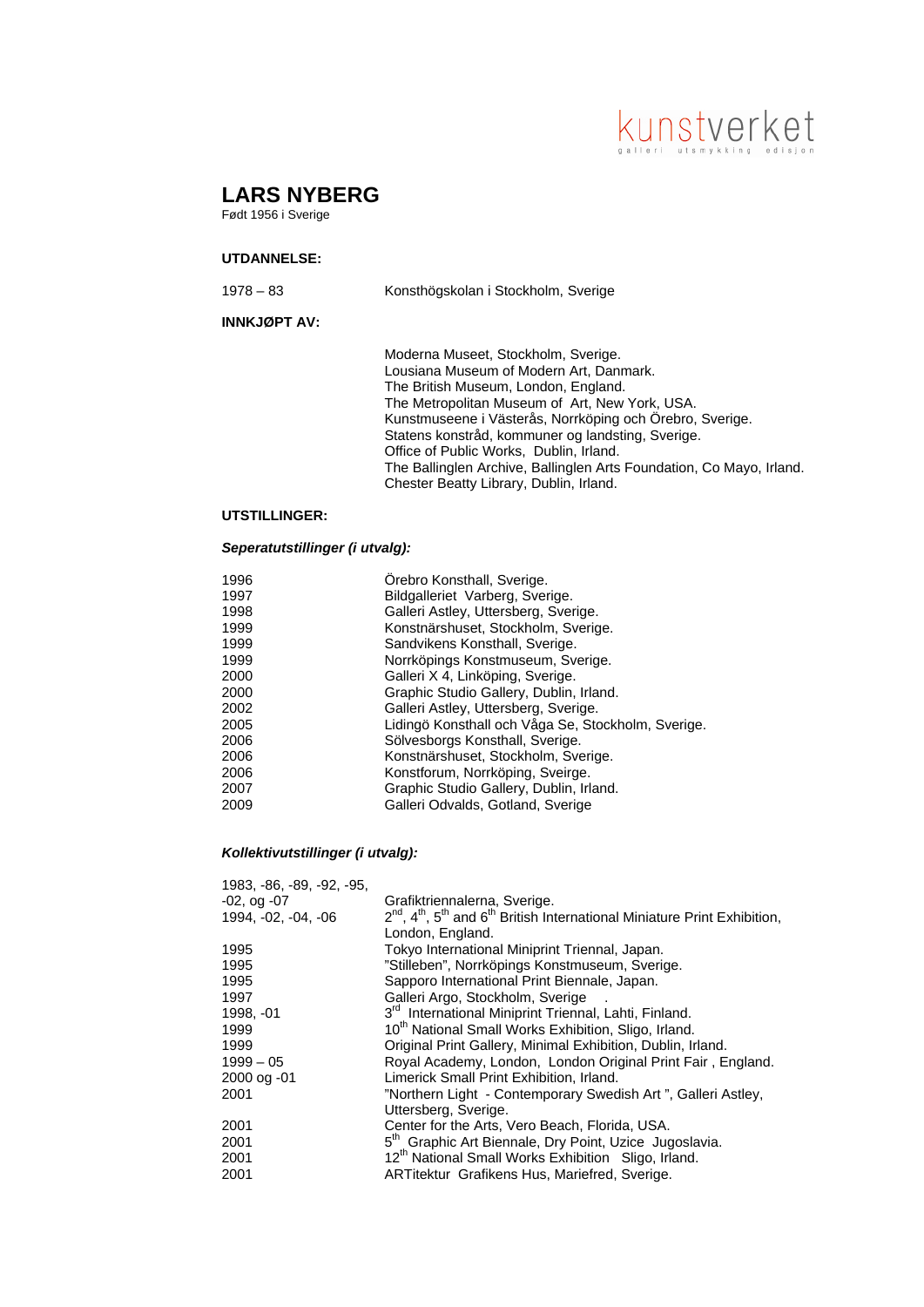kunstverket
galleri utsmykking edisjon

# LARS NYBERG

Født 1956 i Sverige

**UTDANNELSE:**

| | |
|---|---|
| 1978 – 83 | Konsthögskolan i Stockholm, Sverige |

**INNKJØPT AV:**

Moderna Museet, Stockholm, Sverige.
Lousiana Museum of Modern Art, Danmark.
The British Museum, London, England.
The Metropolitan Museum of Art, New York, USA.
Kunstmuseene i Västerås, Norrköping och Örebro, Sverige.
Statens konstråd, kommuner og landsting, Sverige.
Office of Public Works, Dublin, Irland.
The Ballinglen Archive, Ballinglen Arts Foundation, Co Mayo, Irland.
Chester Beatty Library, Dublin, Irland.

**UTSTILLINGER:**

***Seperatutstillinger (i utvalg):***

| | |
|---|---|
| 1996 | Örebro Konsthall, Sverige. |
| 1997 | Bildgalleriet Varberg, Sverige. |
| 1998 | Galleri Astley, Uttersberg, Sverige. |
| 1999 | Konstnärshuset, Stockholm, Sverige. |
| 1999 | Sandvikens Konsthall, Sverige. |
| 1999 | Norrköpings Konstmuseum, Sverige. |
| 2000 | Galleri X 4, Linköping, Sverige. |
| 2000 | Graphic Studio Gallery, Dublin, Irland. |
| 2002 | Galleri Astley, Uttersberg, Sverige. |
| 2005 | Lidingö Konsthall och Våga Se, Stockholm, Sverige. |
| 2006 | Sölvesborgs Konsthall, Sverige. |
| 2006 | Konstnärshuset, Stockholm, Sverige. |
| 2006 | Konstforum, Norrköping, Sveirge. |
| 2007 | Graphic Studio Gallery, Dublin, Irland. |
| 2009 | Galleri Odvalds, Gotland, Sverige |

***Kollektivutstillinger (i utvalg):***

| | |
|---|---|
| 1983, -86, -89, -92, -95, -02, og -07 | Grafiktriennalerna, Sverige. |
| 1994, -02, -04, -06 | 2nd, 4th, 5th and 6th British International Miniature Print Exhibition, London, England. |
| 1995 | Tokyo International Miniprint Triennal, Japan. |
| 1995 | "Stilleben", Norrköpings Konstmuseum, Sverige. |
| 1995 | Sapporo International Print Biennale, Japan. |
| 1997 | Galleri Argo, Stockholm, Sverige . |
| 1998, -01 | 3rd International Miniprint Triennal, Lahti, Finland. |
| 1999 | 10th National Small Works Exhibition, Sligo, Irland. |
| 1999 | Original Print Gallery, Minimal Exhibition, Dublin, Irland. |
| 1999 – 05 | Royal Academy, London, London Original Print Fair , England. |
| 2000 og -01 | Limerick Small Print Exhibition, Irland. |
| 2001 | "Northern Light - Contemporary Swedish Art ", Galleri Astley, Uttersberg, Sverige. |
| 2001 | Center for the Arts, Vero Beach, Florida, USA. |
| 2001 | 5th Graphic Art Biennale, Dry Point, Uzice Jugoslavia. |
| 2001 | 12th National Small Works Exhibition Sligo, Irland. |
| 2001 | ARTitektur Grafikens Hus, Mariefred, Sverige. |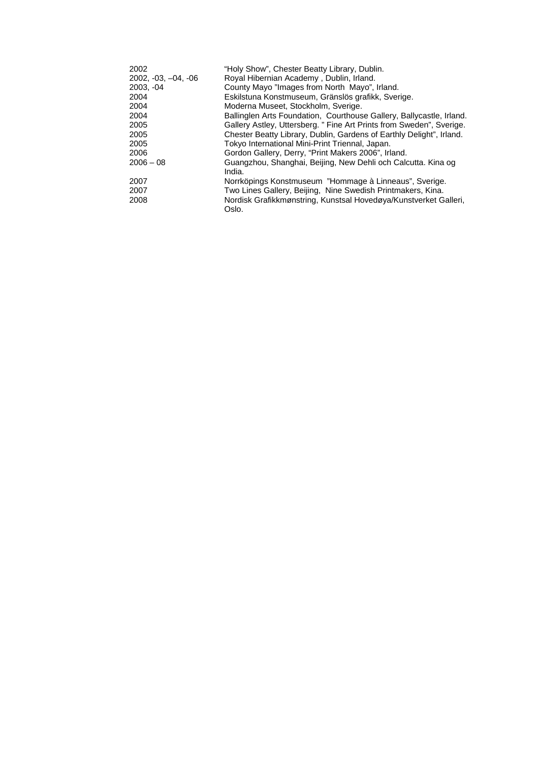| | |
|---|---|
| 2002 | "Holy Show", Chester Beatty Library, Dublin. |
| 2002, -03, –04, -06 | Royal Hibernian Academy , Dublin, Irland. |
| 2003, -04 | County Mayo "Images from North Mayo", Irland. |
| 2004 | Eskilstuna Konstmuseum, Gränslös grafikk, Sverige. |
| 2004 | Moderna Museet, Stockholm, Sverige. |
| 2004 | Ballinglen Arts Foundation, Courthouse Gallery, Ballycastle, Irland. |
| 2005 | Gallery Astley, Uttersberg. " Fine Art Prints from Sweden", Sverige. |
| 2005 | Chester Beatty Library, Dublin, Gardens of Earthly Delight", Irland. |
| 2005 | Tokyo International Mini-Print Triennal, Japan. |
| 2006 | Gordon Gallery, Derry, "Print Makers 2006", Irland. |
| 2006 – 08 | Guangzhou, Shanghai, Beijing, New Dehli och Calcutta. Kina og India. |
| 2007 | Norrköpings Konstmuseum "Hommage à Linneaus", Sverige. |
| 2007 | Two Lines Gallery, Beijing, Nine Swedish Printmakers, Kina. |
| 2008 | Nordisk Grafikkmønstring, Kunstsal Hovedøya/Kunstverket Galleri, Oslo. |